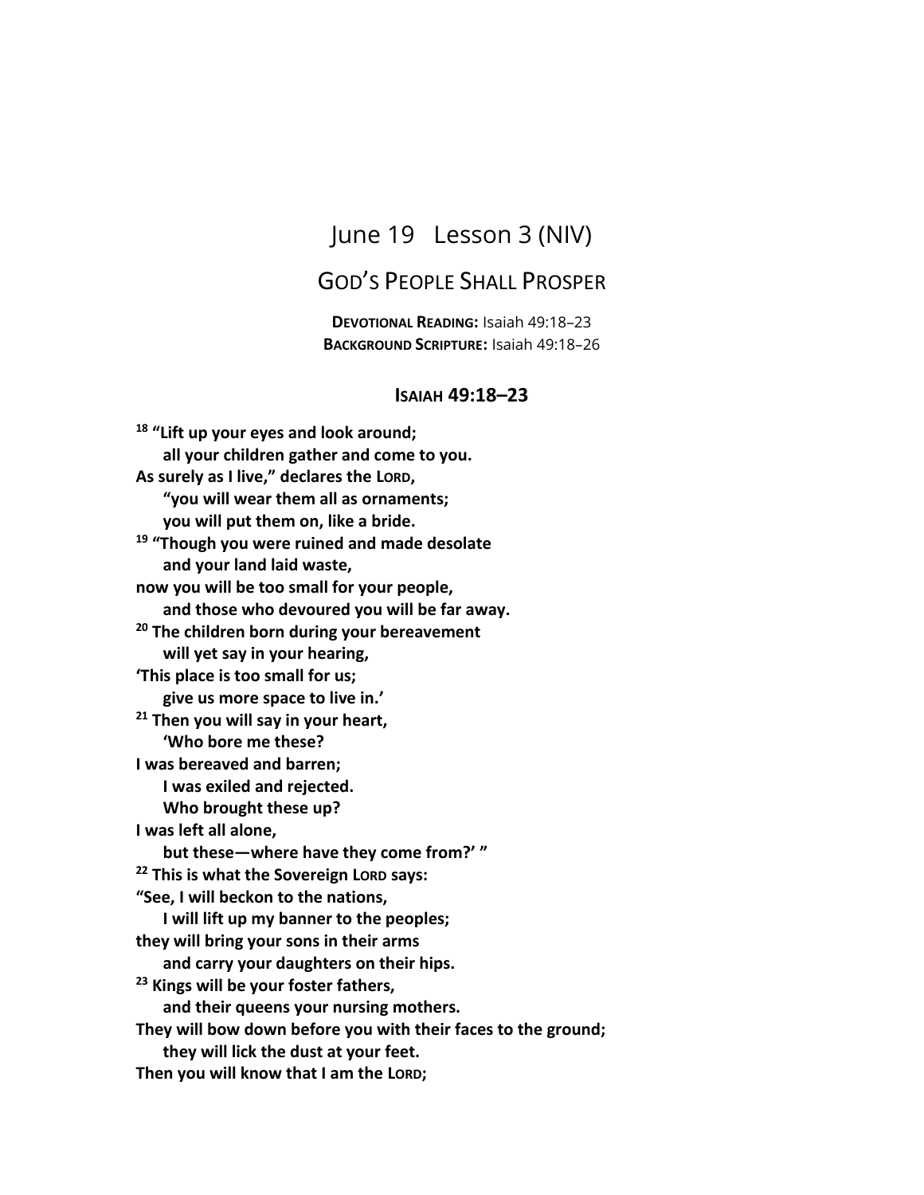# June 19 Lesson 3 (NIV)

## GOD'S PEOPLE SHALL PROSPER

**DEVOTIONAL READING:** Isaiah 49:18–23
**BACKGROUND SCRIPTURE:** Isaiah 49:18–26

### ISAIAH 49:18–23

**18 "Lift up your eyes and look around;**
**all your children gather and come to you.**
**As surely as I live," declares the LORD,**
**"you will wear them all as ornaments;**
**you will put them on, like a bride.**
**19 "Though you were ruined and made desolate**
**and your land laid waste,**
**now you will be too small for your people,**
**and those who devoured you will be far away.**
**20 The children born during your bereavement**
**will yet say in your hearing,**
**'This place is too small for us;**
**give us more space to live in.'**
**21 Then you will say in your heart,**
**'Who bore me these?**
**I was bereaved and barren;**
**I was exiled and rejected.**
**Who brought these up?**
**I was left all alone,**
**but these—where have they come from?' "**
**22 This is what the Sovereign LORD says:**
**"See, I will beckon to the nations,**
**I will lift up my banner to the peoples;**
**they will bring your sons in their arms**
**and carry your daughters on their hips.**
**23 Kings will be your foster fathers,**
**and their queens your nursing mothers.**
**They will bow down before you with their faces to the ground;**
**they will lick the dust at your feet.**
**Then you will know that I am the LORD;**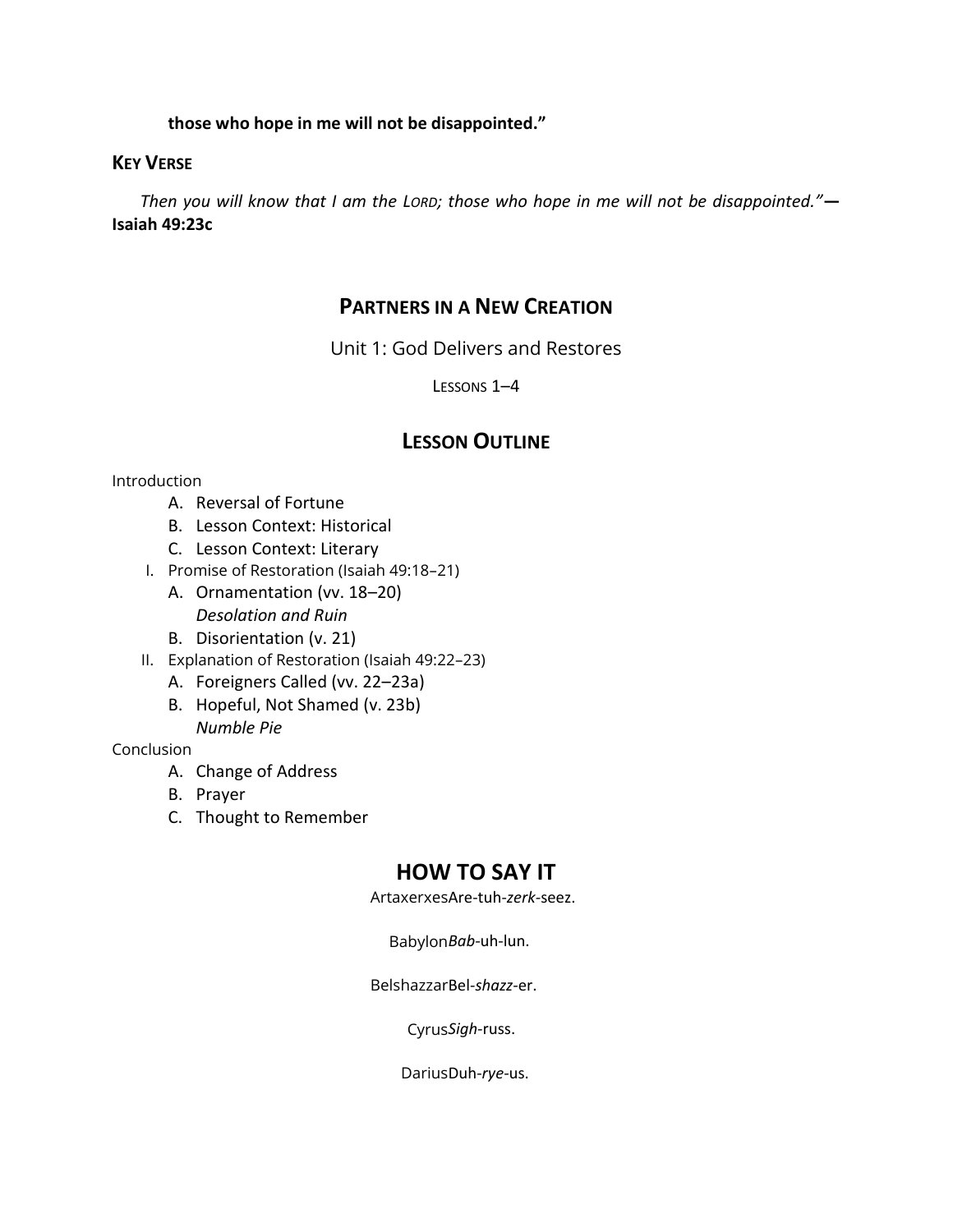**those who hope in me will not be disappointed."**

## KEY VERSE

*Then you will know that I am the LORD; those who hope in me will not be disappointed."*— **Isaiah 49:23c**

# PARTNERS IN A NEW CREATION

Unit 1: God Delivers and Restores

LESSONS 1–4

## LESSON OUTLINE

Introduction

- A. Reversal of Fortune
- B. Lesson Context: Historical
- C. Lesson Context: Literary

I. Promise of Restoration (Isaiah 49:18–21)

- A. Ornamentation (vv. 18–20)
  *Desolation and Ruin*
- B. Disorientation (v. 21)

II. Explanation of Restoration (Isaiah 49:22–23)

- A. Foreigners Called (vv. 22–23a)
- B. Hopeful, Not Shamed (v. 23b)
  *Numble Pie*

Conclusion

- A. Change of Address
- B. Prayer
- C. Thought to Remember

## HOW TO SAY IT

ArtaxerxesAre-tuh-*zerk*-seez.

Babylon*Bab*-uh-lun.

BelshazzarBel-*shazz*-er.

Cyrus*Sigh*-russ.

DariusDuh-*rye*-us.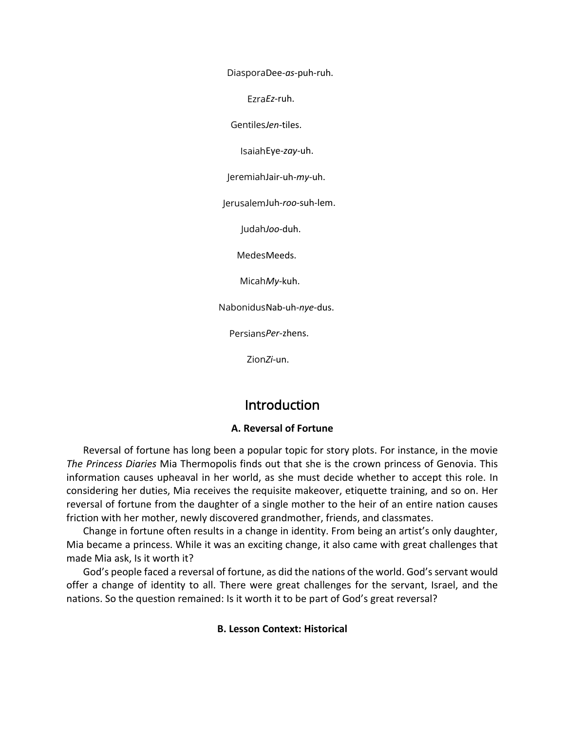DiasporaDee-*as*-puh-ruh.

Ezra*Ez*-ruh.

Gentiles*Jen*-tiles.

IsaiahEye-*zay*-uh.

JeremiahJair-uh-*my*-uh.

JerusalemJuh-*roo*-suh-lem.

Judah*Joo*-duh.

MedesMeeds.

Micah*My*-kuh.

NabonidusNab-uh-*nye*-dus.

Persians*Per*-zhens.

Zion*Zi*-un.

## Introduction

### A. Reversal of Fortune

Reversal of fortune has long been a popular topic for story plots. For instance, in the movie *The Princess Diaries* Mia Thermopolis finds out that she is the crown princess of Genovia. This information causes upheaval in her world, as she must decide whether to accept this role. In considering her duties, Mia receives the requisite makeover, etiquette training, and so on. Her reversal of fortune from the daughter of a single mother to the heir of an entire nation causes friction with her mother, newly discovered grandmother, friends, and classmates.

Change in fortune often results in a change in identity. From being an artist's only daughter, Mia became a princess. While it was an exciting change, it also came with great challenges that made Mia ask, Is it worth it?

God's people faced a reversal of fortune, as did the nations of the world. God's servant would offer a change of identity to all. There were great challenges for the servant, Israel, and the nations. So the question remained: Is it worth it to be part of God's great reversal?

### B. Lesson Context: Historical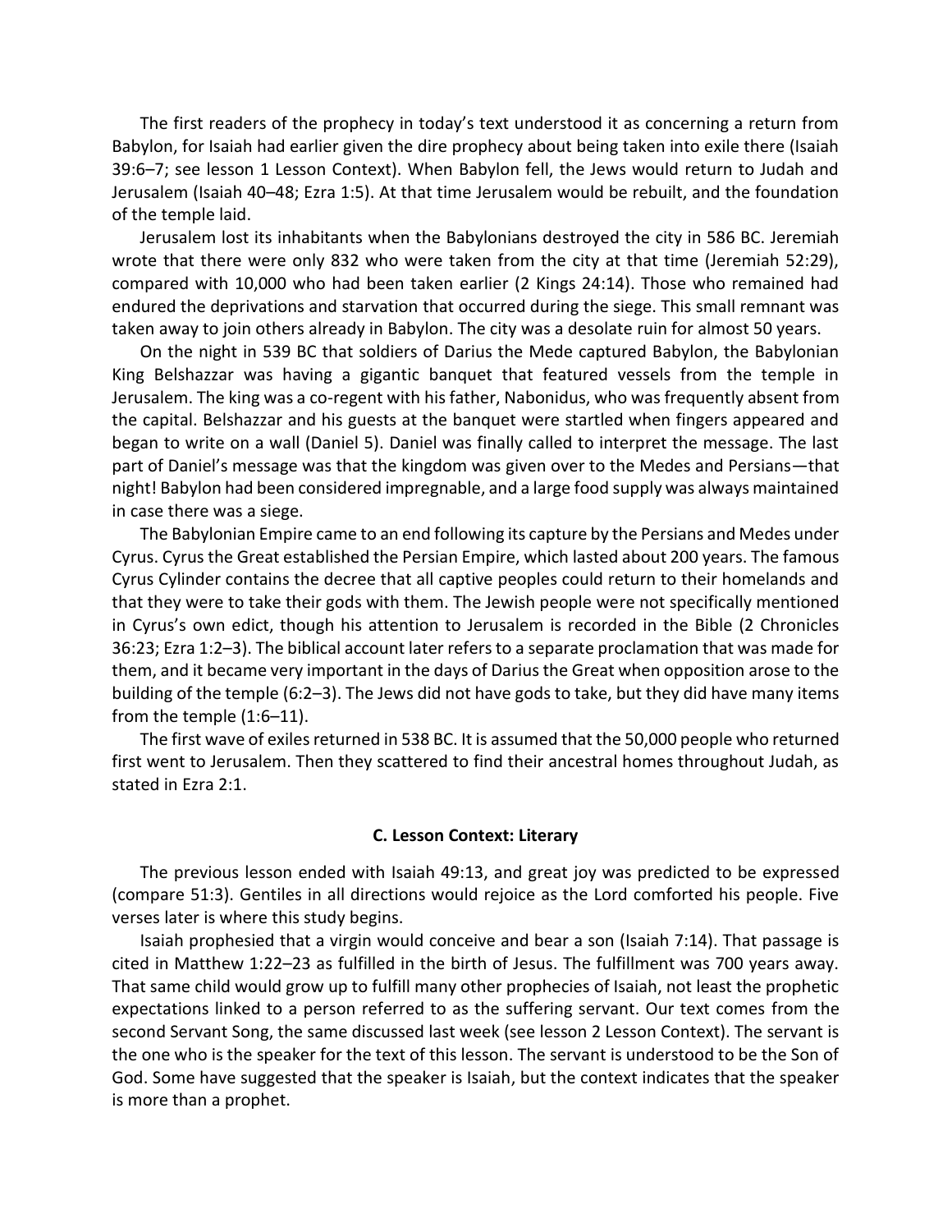The first readers of the prophecy in today's text understood it as concerning a return from Babylon, for Isaiah had earlier given the dire prophecy about being taken into exile there (Isaiah 39:6–7; see lesson 1 Lesson Context). When Babylon fell, the Jews would return to Judah and Jerusalem (Isaiah 40–48; Ezra 1:5). At that time Jerusalem would be rebuilt, and the foundation of the temple laid.

Jerusalem lost its inhabitants when the Babylonians destroyed the city in 586 BC. Jeremiah wrote that there were only 832 who were taken from the city at that time (Jeremiah 52:29), compared with 10,000 who had been taken earlier (2 Kings 24:14). Those who remained had endured the deprivations and starvation that occurred during the siege. This small remnant was taken away to join others already in Babylon. The city was a desolate ruin for almost 50 years.

On the night in 539 BC that soldiers of Darius the Mede captured Babylon, the Babylonian King Belshazzar was having a gigantic banquet that featured vessels from the temple in Jerusalem. The king was a co-regent with his father, Nabonidus, who was frequently absent from the capital. Belshazzar and his guests at the banquet were startled when fingers appeared and began to write on a wall (Daniel 5). Daniel was finally called to interpret the message. The last part of Daniel's message was that the kingdom was given over to the Medes and Persians—that night! Babylon had been considered impregnable, and a large food supply was always maintained in case there was a siege.

The Babylonian Empire came to an end following its capture by the Persians and Medes under Cyrus. Cyrus the Great established the Persian Empire, which lasted about 200 years. The famous Cyrus Cylinder contains the decree that all captive peoples could return to their homelands and that they were to take their gods with them. The Jewish people were not specifically mentioned in Cyrus's own edict, though his attention to Jerusalem is recorded in the Bible (2 Chronicles 36:23; Ezra 1:2–3). The biblical account later refers to a separate proclamation that was made for them, and it became very important in the days of Darius the Great when opposition arose to the building of the temple (6:2–3). The Jews did not have gods to take, but they did have many items from the temple (1:6–11).

The first wave of exiles returned in 538 BC. It is assumed that the 50,000 people who returned first went to Jerusalem. Then they scattered to find their ancestral homes throughout Judah, as stated in Ezra 2:1.

### C. Lesson Context: Literary

The previous lesson ended with Isaiah 49:13, and great joy was predicted to be expressed (compare 51:3). Gentiles in all directions would rejoice as the Lord comforted his people. Five verses later is where this study begins.

Isaiah prophesied that a virgin would conceive and bear a son (Isaiah 7:14). That passage is cited in Matthew 1:22–23 as fulfilled in the birth of Jesus. The fulfillment was 700 years away. That same child would grow up to fulfill many other prophecies of Isaiah, not least the prophetic expectations linked to a person referred to as the suffering servant. Our text comes from the second Servant Song, the same discussed last week (see lesson 2 Lesson Context). The servant is the one who is the speaker for the text of this lesson. The servant is understood to be the Son of God. Some have suggested that the speaker is Isaiah, but the context indicates that the speaker is more than a prophet.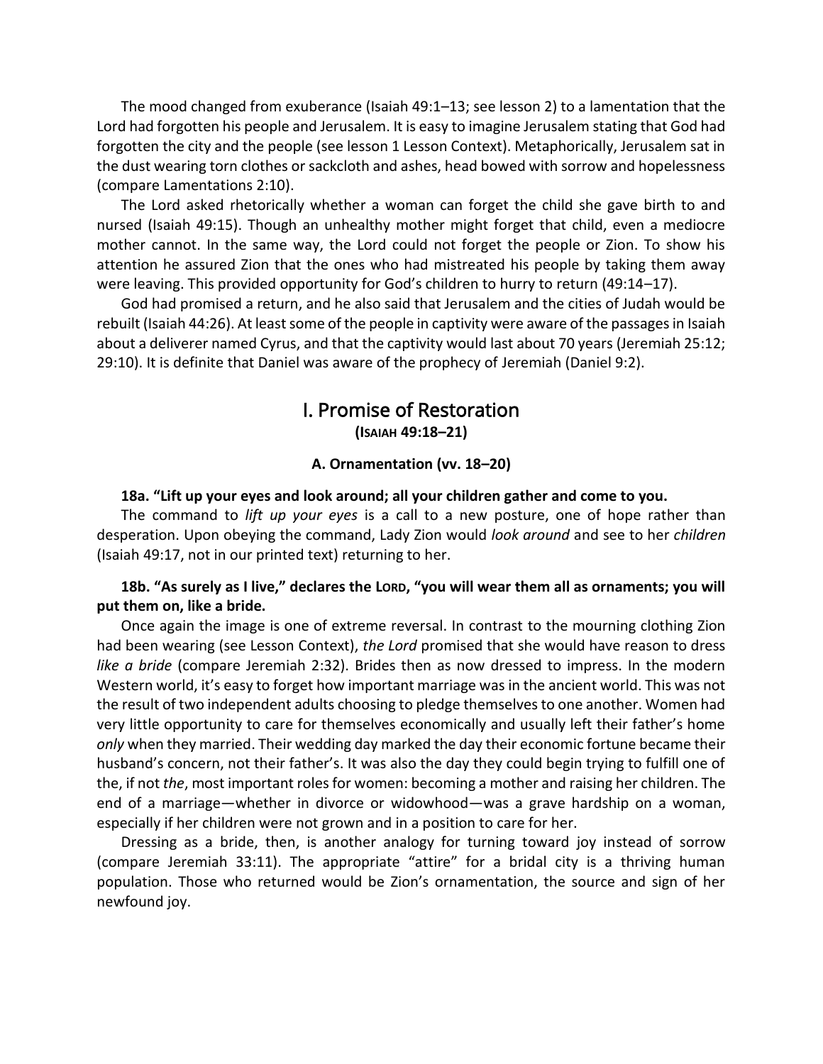The mood changed from exuberance (Isaiah 49:1–13; see lesson 2) to a lamentation that the Lord had forgotten his people and Jerusalem. It is easy to imagine Jerusalem stating that God had forgotten the city and the people (see lesson 1 Lesson Context). Metaphorically, Jerusalem sat in the dust wearing torn clothes or sackcloth and ashes, head bowed with sorrow and hopelessness (compare Lamentations 2:10).

The Lord asked rhetorically whether a woman can forget the child she gave birth to and nursed (Isaiah 49:15). Though an unhealthy mother might forget that child, even a mediocre mother cannot. In the same way, the Lord could not forget the people or Zion. To show his attention he assured Zion that the ones who had mistreated his people by taking them away were leaving. This provided opportunity for God's children to hurry to return (49:14–17).

God had promised a return, and he also said that Jerusalem and the cities of Judah would be rebuilt (Isaiah 44:26). At least some of the people in captivity were aware of the passages in Isaiah about a deliverer named Cyrus, and that the captivity would last about 70 years (Jeremiah 25:12; 29:10). It is definite that Daniel was aware of the prophecy of Jeremiah (Daniel 9:2).

## I. Promise of Restoration
**(Isaiah 49:18–21)**

### A. Ornamentation (vv. 18–20)

**18a. "Lift up your eyes and look around; all your children gather and come to you.**

The command to *lift up your eyes* is a call to a new posture, one of hope rather than desperation. Upon obeying the command, Lady Zion would *look around* and see to her *children* (Isaiah 49:17, not in our printed text) returning to her.

**18b. "As surely as I live," declares the Lord, "you will wear them all as ornaments; you will put them on, like a bride.**

Once again the image is one of extreme reversal. In contrast to the mourning clothing Zion had been wearing (see Lesson Context), *the Lord* promised that she would have reason to dress *like a bride* (compare Jeremiah 2:32). Brides then as now dressed to impress. In the modern Western world, it's easy to forget how important marriage was in the ancient world. This was not the result of two independent adults choosing to pledge themselves to one another. Women had very little opportunity to care for themselves economically and usually left their father's home *only* when they married. Their wedding day marked the day their economic fortune became their husband's concern, not their father's. It was also the day they could begin trying to fulfill one of the, if not *the*, most important roles for women: becoming a mother and raising her children. The end of a marriage—whether in divorce or widowhood—was a grave hardship on a woman, especially if her children were not grown and in a position to care for her.

Dressing as a bride, then, is another analogy for turning toward joy instead of sorrow (compare Jeremiah 33:11). The appropriate "attire" for a bridal city is a thriving human population. Those who returned would be Zion's ornamentation, the source and sign of her newfound joy.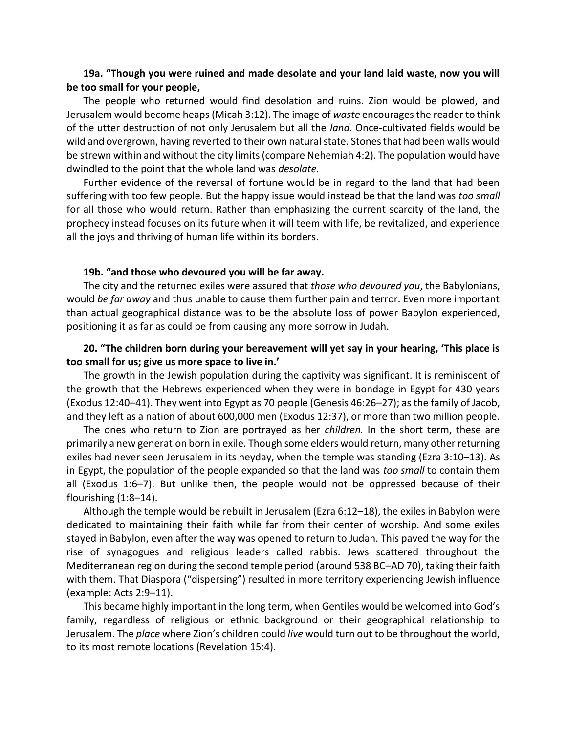**19a. "Though you were ruined and made desolate and your land laid waste, now you will be too small for your people,**

The people who returned would find desolation and ruins. Zion would be plowed, and Jerusalem would become heaps (Micah 3:12). The image of *waste* encourages the reader to think of the utter destruction of not only Jerusalem but all the *land.* Once-cultivated fields would be wild and overgrown, having reverted to their own natural state. Stones that had been walls would be strewn within and without the city limits (compare Nehemiah 4:2). The population would have dwindled to the point that the whole land was *desolate.*

Further evidence of the reversal of fortune would be in regard to the land that had been suffering with too few people. But the happy issue would instead be that the land was *too small* for all those who would return. Rather than emphasizing the current scarcity of the land, the prophecy instead focuses on its future when it will teem with life, be revitalized, and experience all the joys and thriving of human life within its borders.

**19b. "and those who devoured you will be far away.**

The city and the returned exiles were assured that *those who devoured you*, the Babylonians, would *be far away* and thus unable to cause them further pain and terror. Even more important than actual geographical distance was to be the absolute loss of power Babylon experienced, positioning it as far as could be from causing any more sorrow in Judah.

**20. "The children born during your bereavement will yet say in your hearing, 'This place is too small for us; give us more space to live in.'**

The growth in the Jewish population during the captivity was significant. It is reminiscent of the growth that the Hebrews experienced when they were in bondage in Egypt for 430 years (Exodus 12:40–41). They went into Egypt as 70 people (Genesis 46:26–27); as the family of Jacob, and they left as a nation of about 600,000 men (Exodus 12:37), or more than two million people.

The ones who return to Zion are portrayed as her *children.* In the short term, these are primarily a new generation born in exile. Though some elders would return, many other returning exiles had never seen Jerusalem in its heyday, when the temple was standing (Ezra 3:10–13). As in Egypt, the population of the people expanded so that the land was *too small* to contain them all (Exodus 1:6–7). But unlike then, the people would not be oppressed because of their flourishing (1:8–14).

Although the temple would be rebuilt in Jerusalem (Ezra 6:12–18), the exiles in Babylon were dedicated to maintaining their faith while far from their center of worship. And some exiles stayed in Babylon, even after the way was opened to return to Judah. This paved the way for the rise of synagogues and religious leaders called rabbis. Jews scattered throughout the Mediterranean region during the second temple period (around 538 BC–AD 70), taking their faith with them. That Diaspora ("dispersing") resulted in more territory experiencing Jewish influence (example: Acts 2:9–11).

This became highly important in the long term, when Gentiles would be welcomed into God's family, regardless of religious or ethnic background or their geographical relationship to Jerusalem. The *place* where Zion's children could *live* would turn out to be throughout the world, to its most remote locations (Revelation 15:4).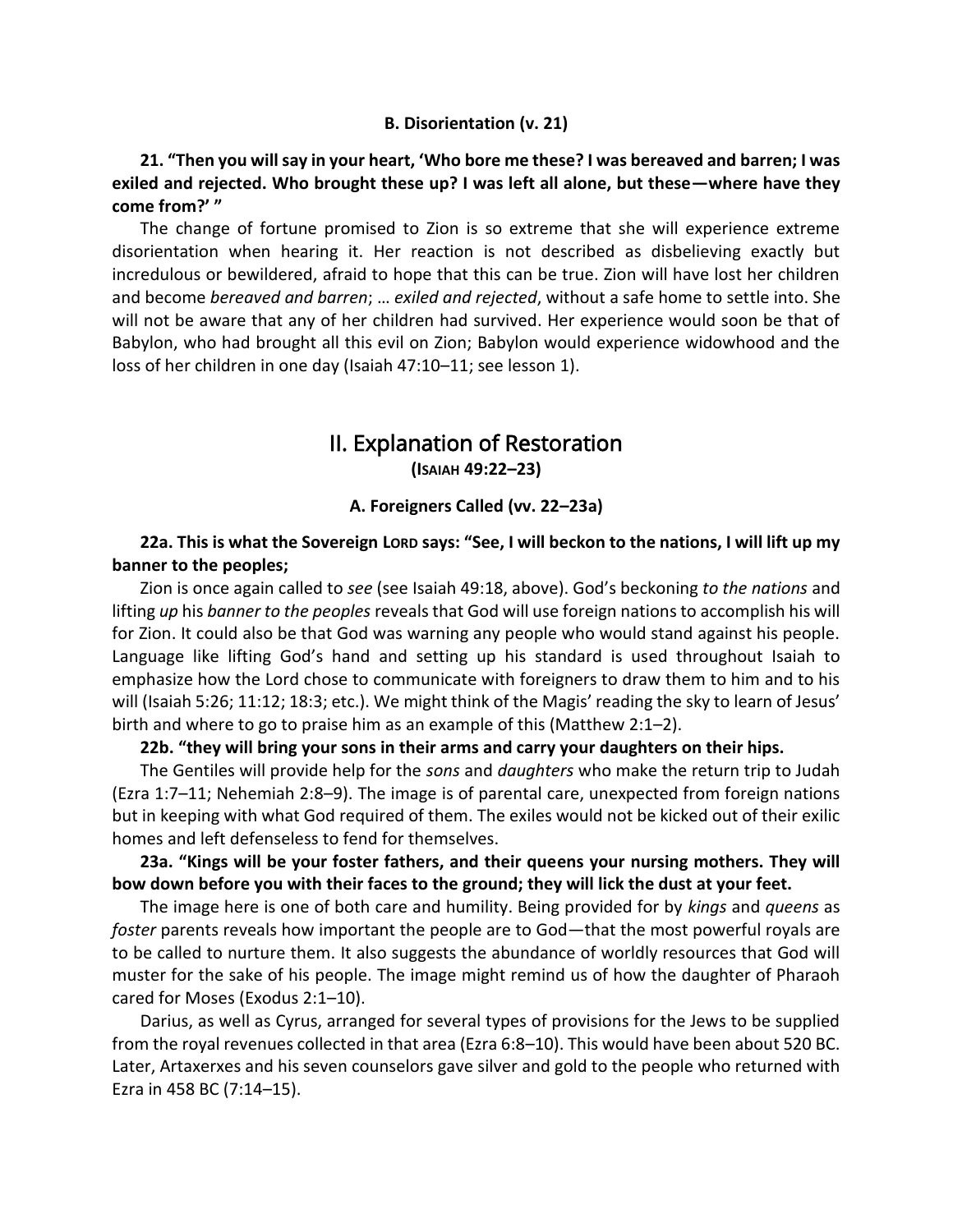### B. Disorientation (v. 21)

**21. "Then you will say in your heart, 'Who bore me these? I was bereaved and barren; I was exiled and rejected. Who brought these up? I was left all alone, but these—where have they come from?' "**

The change of fortune promised to Zion is so extreme that she will experience extreme disorientation when hearing it. Her reaction is not described as disbelieving exactly but incredulous or bewildered, afraid to hope that this can be true. Zion will have lost her children and become *bereaved and barren*; … *exiled and rejected*, without a safe home to settle into. She will not be aware that any of her children had survived. Her experience would soon be that of Babylon, who had brought all this evil on Zion; Babylon would experience widowhood and the loss of her children in one day (Isaiah 47:10–11; see lesson 1).

## II. Explanation of Restoration
**(ISAIAH 49:22–23)**

### A. Foreigners Called (vv. 22–23a)

**22a. This is what the Sovereign LORD says: "See, I will beckon to the nations, I will lift up my banner to the peoples;**

Zion is once again called to *see* (see Isaiah 49:18, above). God's beckoning *to the nations* and lifting *up* his *banner to the peoples* reveals that God will use foreign nations to accomplish his will for Zion. It could also be that God was warning any people who would stand against his people. Language like lifting God's hand and setting up his standard is used throughout Isaiah to emphasize how the Lord chose to communicate with foreigners to draw them to him and to his will (Isaiah 5:26; 11:12; 18:3; etc.). We might think of the Magis' reading the sky to learn of Jesus' birth and where to go to praise him as an example of this (Matthew 2:1–2).

**22b. "they will bring your sons in their arms and carry your daughters on their hips.**

The Gentiles will provide help for the *sons* and *daughters* who make the return trip to Judah (Ezra 1:7–11; Nehemiah 2:8–9). The image is of parental care, unexpected from foreign nations but in keeping with what God required of them. The exiles would not be kicked out of their exilic homes and left defenseless to fend for themselves.

**23a. "Kings will be your foster fathers, and their queens your nursing mothers. They will bow down before you with their faces to the ground; they will lick the dust at your feet.**

The image here is one of both care and humility. Being provided for by *kings* and *queens* as *foster* parents reveals how important the people are to God—that the most powerful royals are to be called to nurture them. It also suggests the abundance of worldly resources that God will muster for the sake of his people. The image might remind us of how the daughter of Pharaoh cared for Moses (Exodus 2:1–10).

Darius, as well as Cyrus, arranged for several types of provisions for the Jews to be supplied from the royal revenues collected in that area (Ezra 6:8–10). This would have been about 520 BC. Later, Artaxerxes and his seven counselors gave silver and gold to the people who returned with Ezra in 458 BC (7:14–15).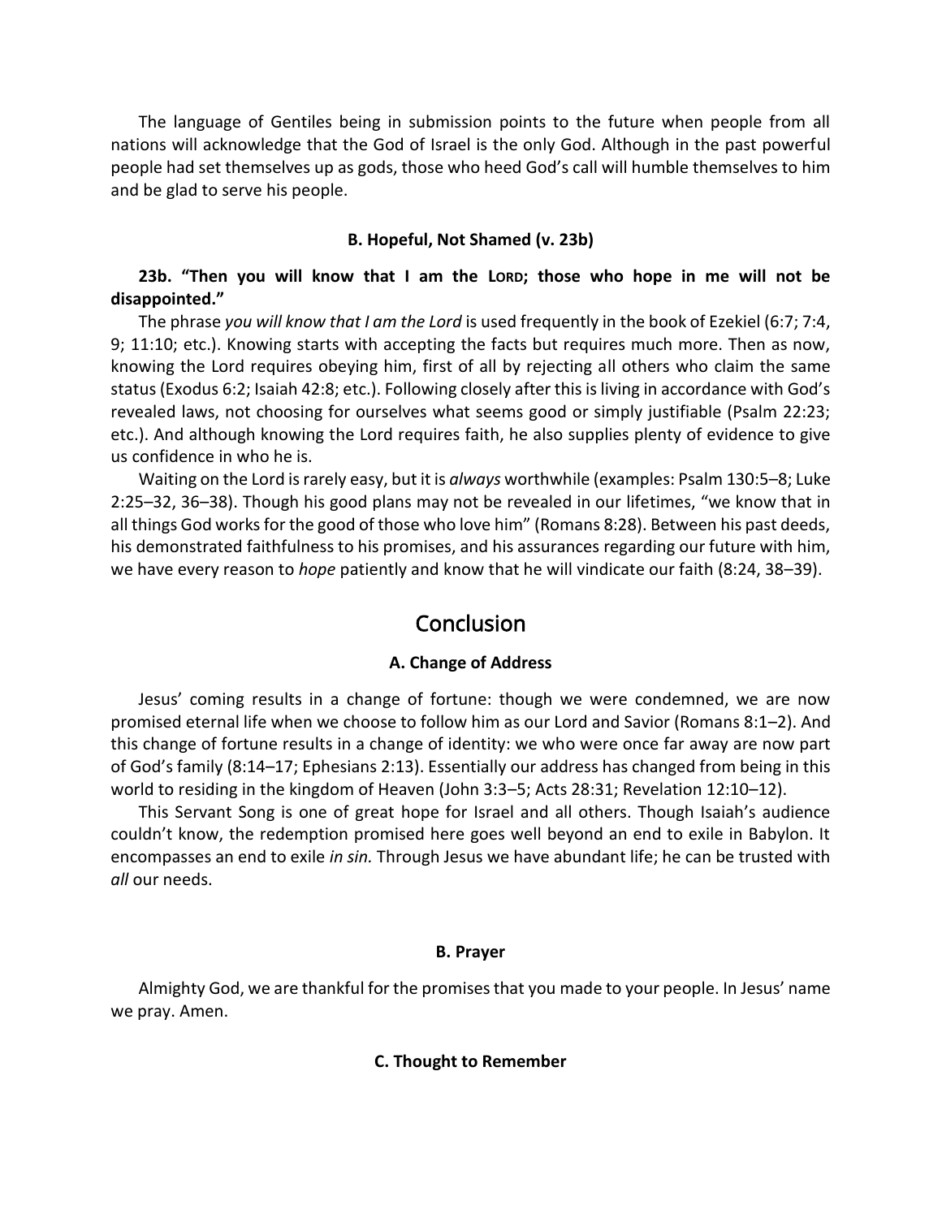The language of Gentiles being in submission points to the future when people from all nations will acknowledge that the God of Israel is the only God. Although in the past powerful people had set themselves up as gods, those who heed God's call will humble themselves to him and be glad to serve his people.

### B. Hopeful, Not Shamed (v. 23b)

**23b. "Then you will know that I am the LORD; those who hope in me will not be disappointed."**

The phrase *you will know that I am the Lord* is used frequently in the book of Ezekiel (6:7; 7:4, 9; 11:10; etc.). Knowing starts with accepting the facts but requires much more. Then as now, knowing the Lord requires obeying him, first of all by rejecting all others who claim the same status (Exodus 6:2; Isaiah 42:8; etc.). Following closely after this is living in accordance with God's revealed laws, not choosing for ourselves what seems good or simply justifiable (Psalm 22:23; etc.). And although knowing the Lord requires faith, he also supplies plenty of evidence to give us confidence in who he is.

Waiting on the Lord is rarely easy, but it is *always* worthwhile (examples: Psalm 130:5–8; Luke 2:25–32, 36–38). Though his good plans may not be revealed in our lifetimes, "we know that in all things God works for the good of those who love him" (Romans 8:28). Between his past deeds, his demonstrated faithfulness to his promises, and his assurances regarding our future with him, we have every reason to *hope* patiently and know that he will vindicate our faith (8:24, 38–39).

## Conclusion

### A. Change of Address

Jesus' coming results in a change of fortune: though we were condemned, we are now promised eternal life when we choose to follow him as our Lord and Savior (Romans 8:1–2). And this change of fortune results in a change of identity: we who were once far away are now part of God's family (8:14–17; Ephesians 2:13). Essentially our address has changed from being in this world to residing in the kingdom of Heaven (John 3:3–5; Acts 28:31; Revelation 12:10–12).

This Servant Song is one of great hope for Israel and all others. Though Isaiah's audience couldn't know, the redemption promised here goes well beyond an end to exile in Babylon. It encompasses an end to exile *in sin.* Through Jesus we have abundant life; he can be trusted with *all* our needs.

### B. Prayer

Almighty God, we are thankful for the promises that you made to your people. In Jesus' name we pray. Amen.

### C. Thought to Remember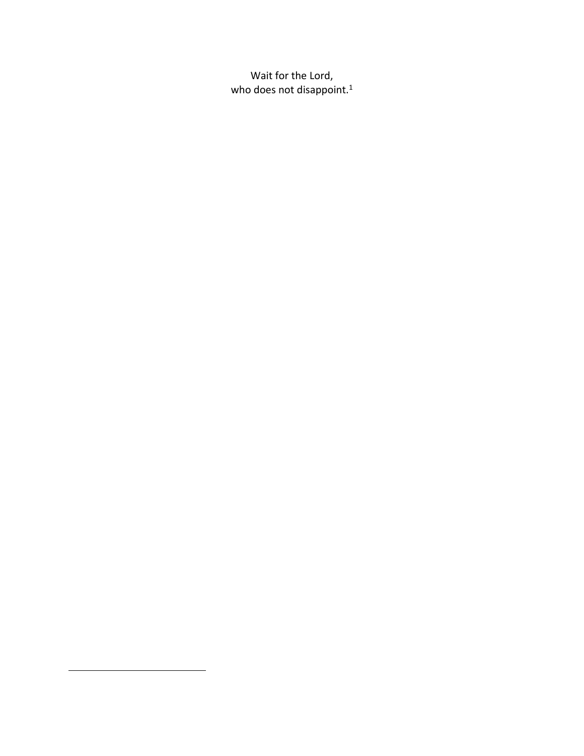Wait for the Lord,
who does not disappoint.[1]